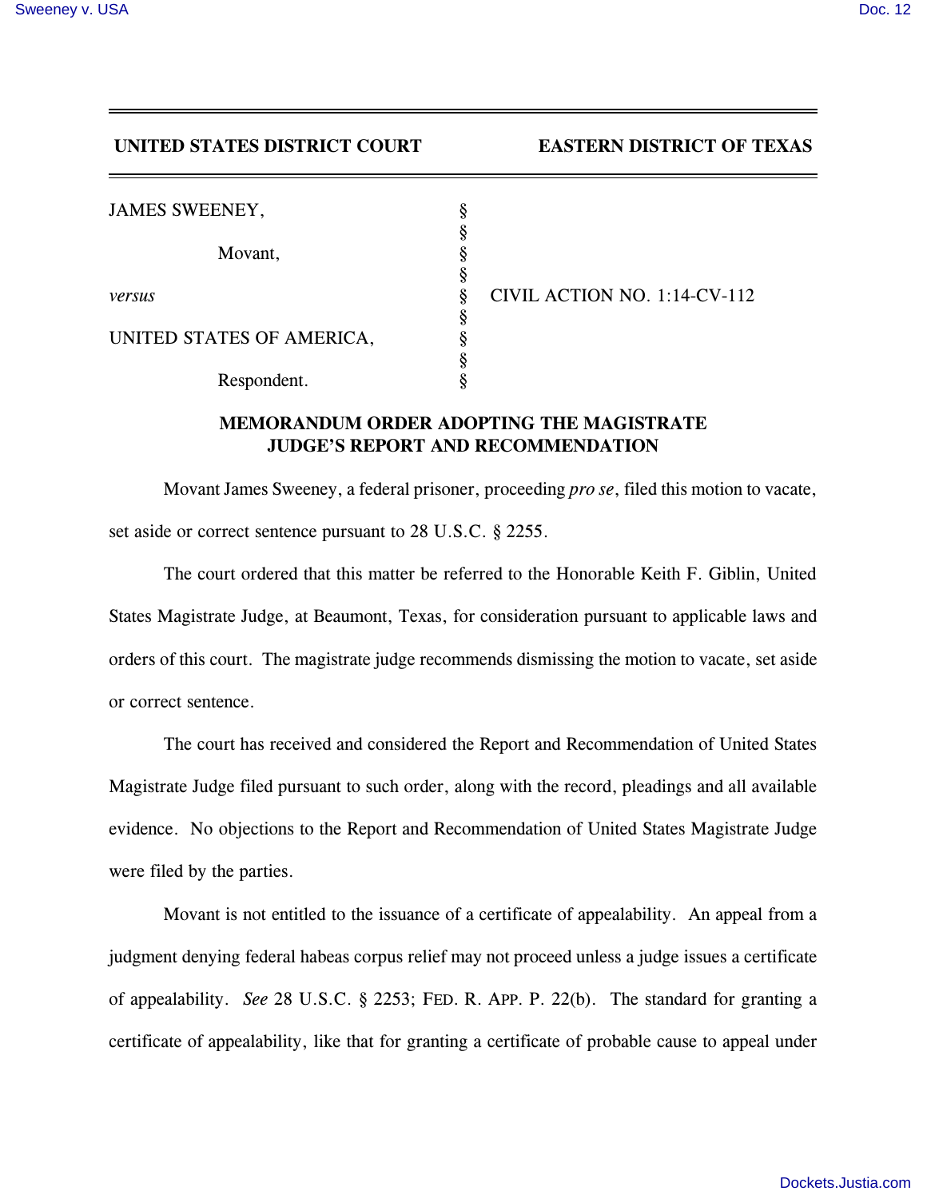**UNITED STATES DISTRICT COURT EASTERN DISTRICT OF TEXAS**

| | | |
|---|---|---|
| JAMES SWEENEY, | § | |
| | § | |
| Movant, | § | |
| | § | |
| *versus* | § | CIVIL ACTION NO. 1:14-CV-112 |
| | § | |
| UNITED STATES OF AMERICA, | § | |
| | § | |
| Respondent. | § | |

**MEMORANDUM ORDER ADOPTING THE MAGISTRATE JUDGE'S REPORT AND RECOMMENDATION**

Movant James Sweeney, a federal prisoner, proceeding *pro se*, filed this motion to vacate, set aside or correct sentence pursuant to 28 U.S.C. § 2255.

The court ordered that this matter be referred to the Honorable Keith F. Giblin, United States Magistrate Judge, at Beaumont, Texas, for consideration pursuant to applicable laws and orders of this court. The magistrate judge recommends dismissing the motion to vacate, set aside or correct sentence.

The court has received and considered the Report and Recommendation of United States Magistrate Judge filed pursuant to such order, along with the record, pleadings and all available evidence. No objections to the Report and Recommendation of United States Magistrate Judge were filed by the parties.

Movant is not entitled to the issuance of a certificate of appealability. An appeal from a judgment denying federal habeas corpus relief may not proceed unless a judge issues a certificate of appealability. *See* 28 U.S.C. § 2253; FED. R. APP. P. 22(b). The standard for granting a certificate of appealability, like that for granting a certificate of probable cause to appeal under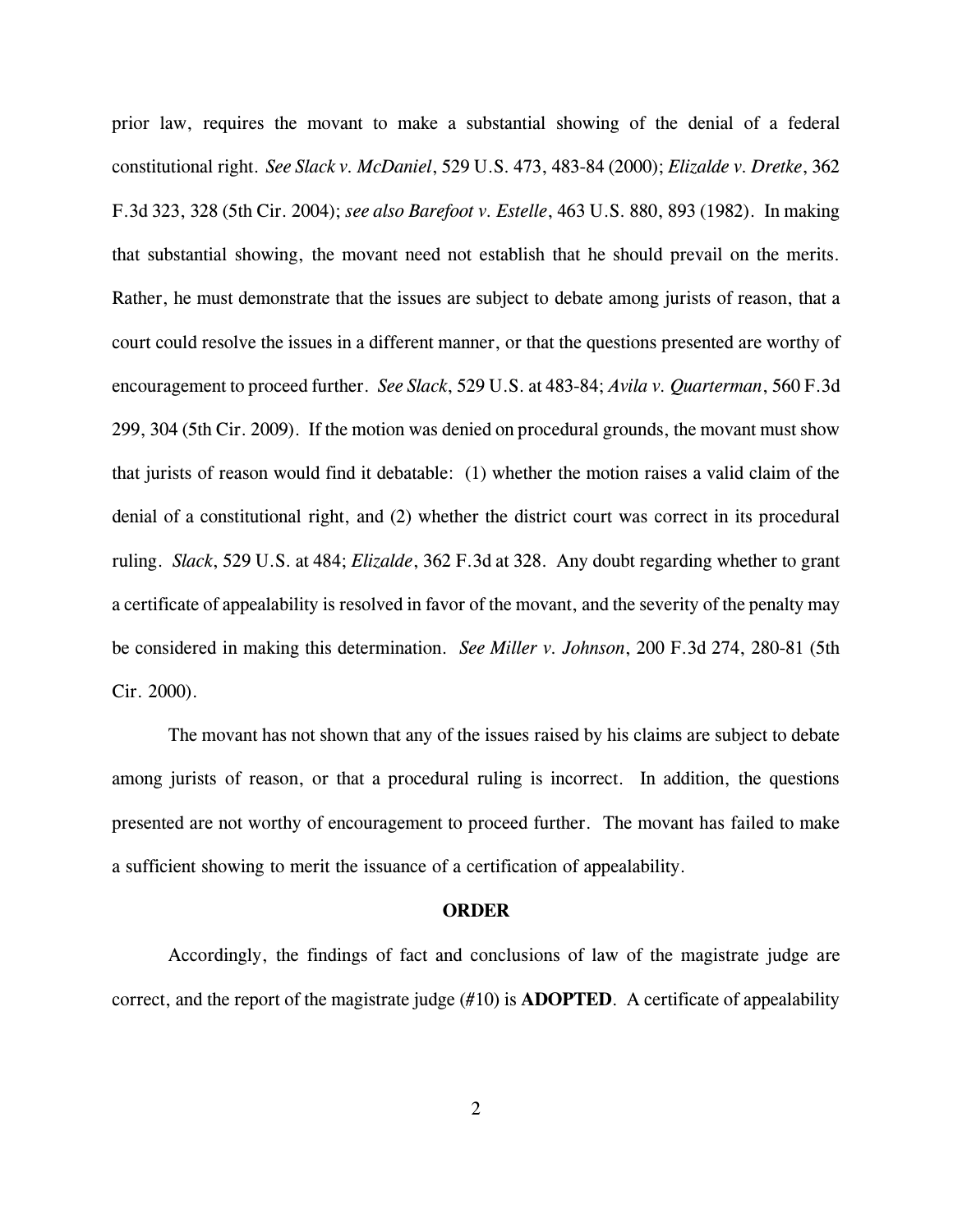prior law, requires the movant to make a substantial showing of the denial of a federal constitutional right. *See Slack v. McDaniel*, 529 U.S. 473, 483-84 (2000); *Elizalde v. Dretke*, 362 F.3d 323, 328 (5th Cir. 2004); *see also Barefoot v. Estelle*, 463 U.S. 880, 893 (1982). In making that substantial showing, the movant need not establish that he should prevail on the merits. Rather, he must demonstrate that the issues are subject to debate among jurists of reason, that a court could resolve the issues in a different manner, or that the questions presented are worthy of encouragement to proceed further. *See Slack*, 529 U.S. at 483-84; *Avila v. Quarterman*, 560 F.3d 299, 304 (5th Cir. 2009). If the motion was denied on procedural grounds, the movant must show that jurists of reason would find it debatable: (1) whether the motion raises a valid claim of the denial of a constitutional right, and (2) whether the district court was correct in its procedural ruling. *Slack*, 529 U.S. at 484; *Elizalde*, 362 F.3d at 328. Any doubt regarding whether to grant a certificate of appealability is resolved in favor of the movant, and the severity of the penalty may be considered in making this determination. *See Miller v. Johnson*, 200 F.3d 274, 280-81 (5th Cir. 2000).

The movant has not shown that any of the issues raised by his claims are subject to debate among jurists of reason, or that a procedural ruling is incorrect. In addition, the questions presented are not worthy of encouragement to proceed further. The movant has failed to make a sufficient showing to merit the issuance of a certification of appealability.

**ORDER**

Accordingly, the findings of fact and conclusions of law of the magistrate judge are correct, and the report of the magistrate judge (#10) is **ADOPTED**. A certificate of appealability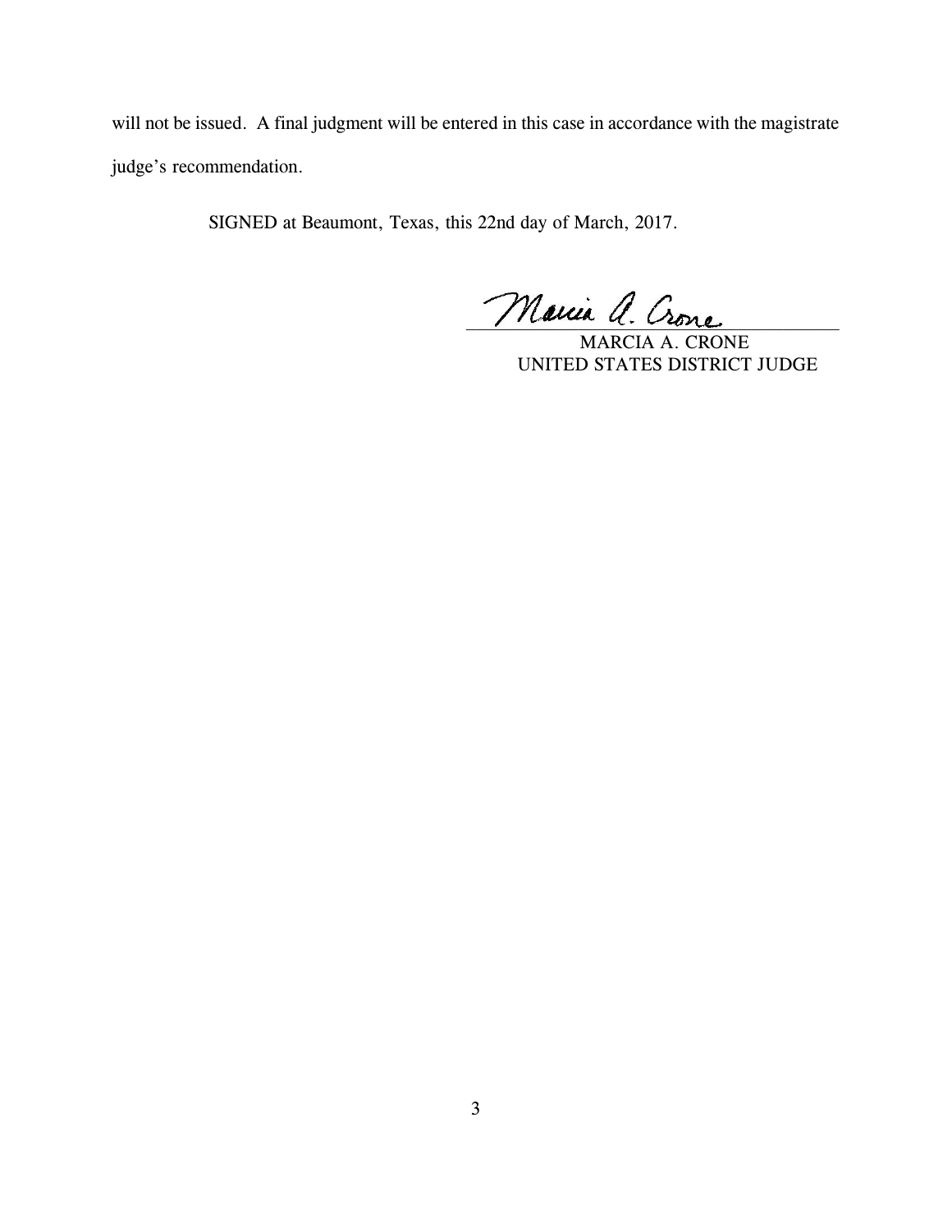will not be issued. A final judgment will be entered in this case in accordance with the magistrate judge's recommendation.

SIGNED at Beaumont, Texas, this 22nd day of March, 2017.

Marcia A. Crone

MARCIA A. CRONE
UNITED STATES DISTRICT JUDGE